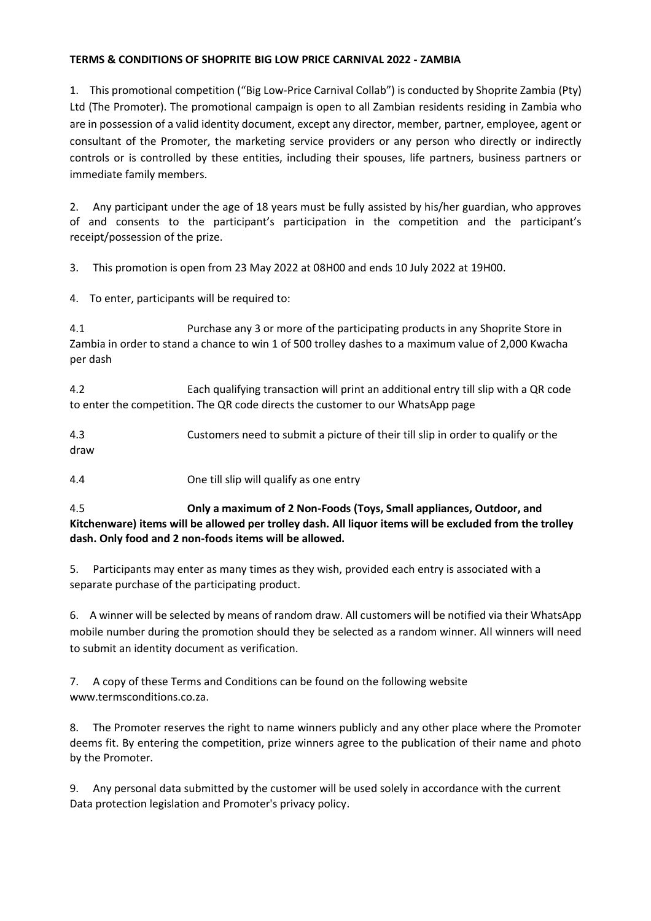**TERMS & CONDITIONS OF SHOPRITE BIG LOW PRICE CARNIVAL 2022 - ZAMBIA**

1. This promotional competition ("Big Low-Price Carnival Collab") is conducted by Shoprite Zambia (Pty) Ltd (The Promoter). The promotional campaign is open to all Zambian residents residing in Zambia who are in possession of a valid identity document, except any director, member, partner, employee, agent or consultant of the Promoter, the marketing service providers or any person who directly or indirectly controls or is controlled by these entities, including their spouses, life partners, business partners or immediate family members.

2. Any participant under the age of 18 years must be fully assisted by his/her guardian, who approves of and consents to the participant's participation in the competition and the participant's receipt/possession of the prize.

3. This promotion is open from 23 May 2022 at 08H00 and ends 10 July 2022 at 19H00.

4. To enter, participants will be required to:

4.1 Purchase any 3 or more of the participating products in any Shoprite Store in Zambia in order to stand a chance to win 1 of 500 trolley dashes to a maximum value of 2,000 Kwacha per dash

4.2 Each qualifying transaction will print an additional entry till slip with a QR code to enter the competition. The QR code directs the customer to our WhatsApp page

4.3 Customers need to submit a picture of their till slip in order to qualify or the draw

4.4 One till slip will qualify as one entry

4.5 **Only a maximum of 2 Non-Foods (Toys, Small appliances, Outdoor, and Kitchenware) items will be allowed per trolley dash. All liquor items will be excluded from the trolley dash. Only food and 2 non-foods items will be allowed.**

5. Participants may enter as many times as they wish, provided each entry is associated with a separate purchase of the participating product.

6. A winner will be selected by means of random draw. All customers will be notified via their WhatsApp mobile number during the promotion should they be selected as a random winner. All winners will need to submit an identity document as verification.

7. A copy of these Terms and Conditions can be found on the following website www.termsconditions.co.za.

8. The Promoter reserves the right to name winners publicly and any other place where the Promoter deems fit. By entering the competition, prize winners agree to the publication of their name and photo by the Promoter.

9. Any personal data submitted by the customer will be used solely in accordance with the current Data protection legislation and Promoter's privacy policy.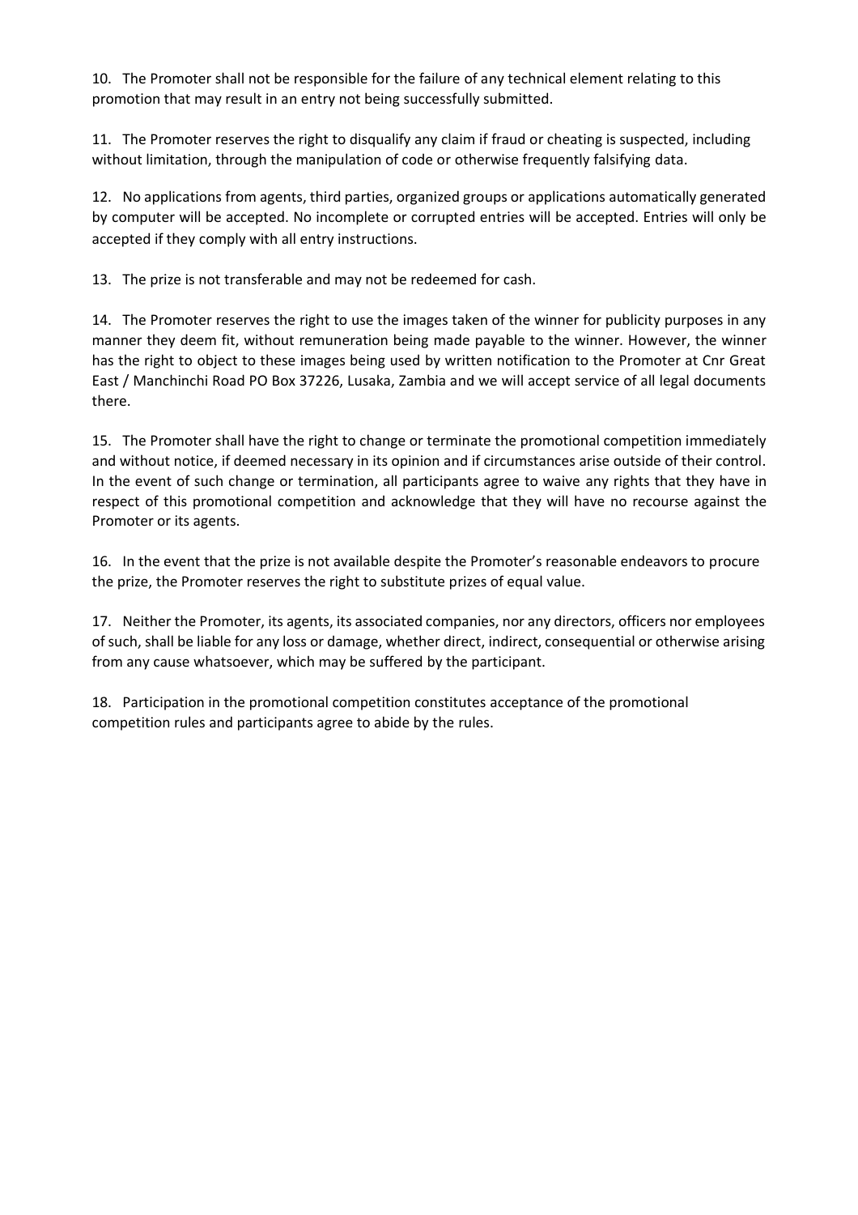10. The Promoter shall not be responsible for the failure of any technical element relating to this promotion that may result in an entry not being successfully submitted.

11. The Promoter reserves the right to disqualify any claim if fraud or cheating is suspected, including without limitation, through the manipulation of code or otherwise frequently falsifying data.

12. No applications from agents, third parties, organized groups or applications automatically generated by computer will be accepted. No incomplete or corrupted entries will be accepted. Entries will only be accepted if they comply with all entry instructions.

13. The prize is not transferable and may not be redeemed for cash.

14. The Promoter reserves the right to use the images taken of the winner for publicity purposes in any manner they deem fit, without remuneration being made payable to the winner. However, the winner has the right to object to these images being used by written notification to the Promoter at Cnr Great East / Manchinchi Road PO Box 37226, Lusaka, Zambia and we will accept service of all legal documents there.

15. The Promoter shall have the right to change or terminate the promotional competition immediately and without notice, if deemed necessary in its opinion and if circumstances arise outside of their control. In the event of such change or termination, all participants agree to waive any rights that they have in respect of this promotional competition and acknowledge that they will have no recourse against the Promoter or its agents.

16. In the event that the prize is not available despite the Promoter's reasonable endeavors to procure the prize, the Promoter reserves the right to substitute prizes of equal value.

17. Neither the Promoter, its agents, its associated companies, nor any directors, officers nor employees of such, shall be liable for any loss or damage, whether direct, indirect, consequential or otherwise arising from any cause whatsoever, which may be suffered by the participant.

18. Participation in the promotional competition constitutes acceptance of the promotional competition rules and participants agree to abide by the rules.